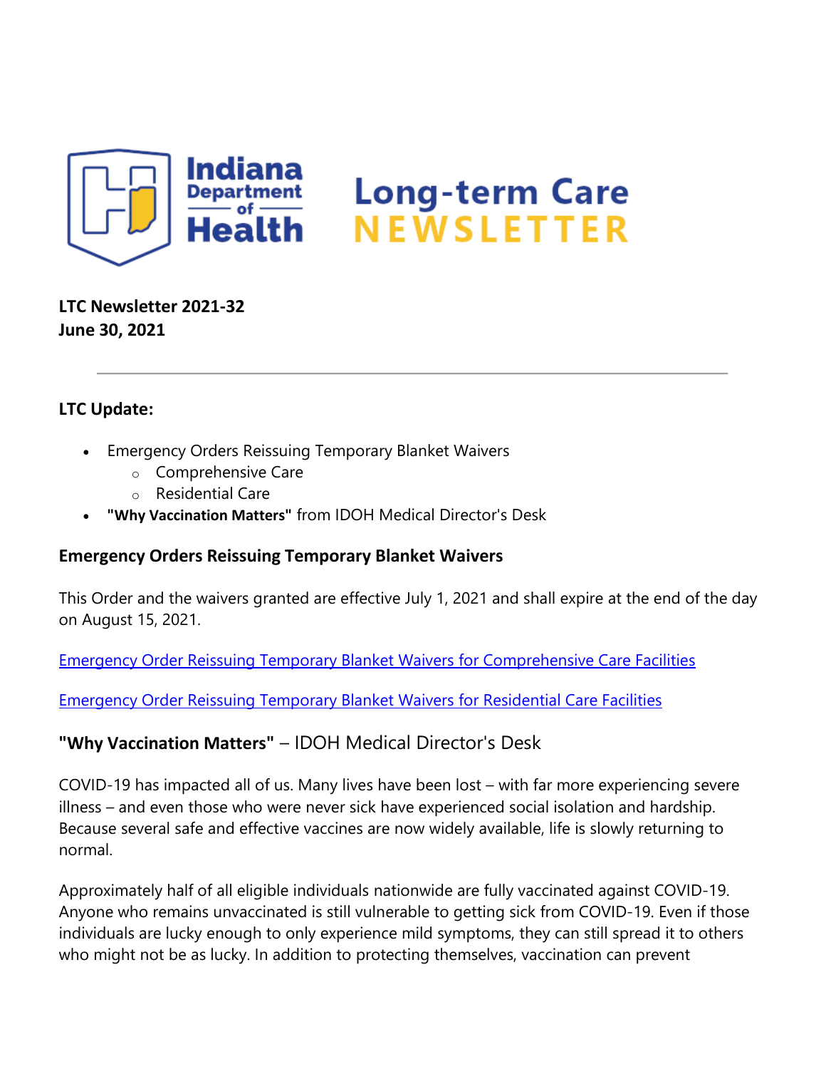# Indiana Department of Health Long-term Care NEWSLETTER

**LTC Newsletter 2021-32**
**June 30, 2021**

---

## LTC Update:

- Emergency Orders Reissuing Temporary Blanket Waivers
  - Comprehensive Care
  - Residential Care
- **"Why Vaccination Matters"** from IDOH Medical Director's Desk

## Emergency Orders Reissuing Temporary Blanket Waivers

This Order and the waivers granted are effective July 1, 2021 and shall expire at the end of the day on August 15, 2021.

Emergency Order Reissuing Temporary Blanket Waivers for Comprehensive Care Facilities

Emergency Order Reissuing Temporary Blanket Waivers for Residential Care Facilities

## **"Why Vaccination Matters"** – IDOH Medical Director's Desk

COVID-19 has impacted all of us. Many lives have been lost – with far more experiencing severe illness – and even those who were never sick have experienced social isolation and hardship. Because several safe and effective vaccines are now widely available, life is slowly returning to normal.

Approximately half of all eligible individuals nationwide are fully vaccinated against COVID-19. Anyone who remains unvaccinated is still vulnerable to getting sick from COVID-19. Even if those individuals are lucky enough to only experience mild symptoms, they can still spread it to others who might not be as lucky. In addition to protecting themselves, vaccination can prevent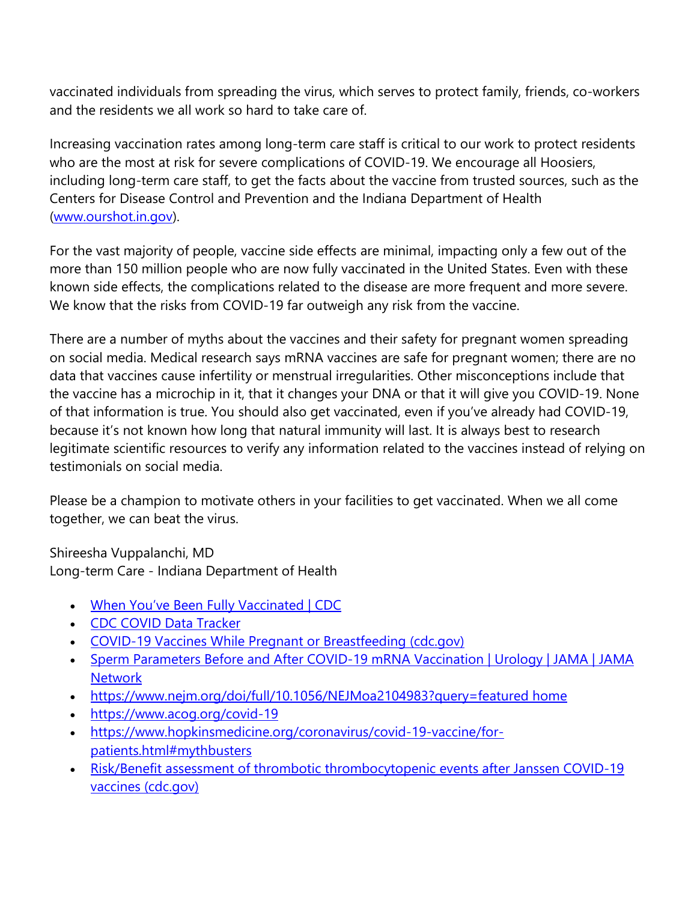vaccinated individuals from spreading the virus, which serves to protect family, friends, co-workers and the residents we all work so hard to take care of.

Increasing vaccination rates among long-term care staff is critical to our work to protect residents who are the most at risk for severe complications of COVID-19. We encourage all Hoosiers, including long-term care staff, to get the facts about the vaccine from trusted sources, such as the Centers for Disease Control and Prevention and the Indiana Department of Health ([www.ourshot.in.gov](www.ourshot.in.gov)).

For the vast majority of people, vaccine side effects are minimal, impacting only a few out of the more than 150 million people who are now fully vaccinated in the United States. Even with these known side effects, the complications related to the disease are more frequent and more severe. We know that the risks from COVID-19 far outweigh any risk from the vaccine.

There are a number of myths about the vaccines and their safety for pregnant women spreading on social media. Medical research says mRNA vaccines are safe for pregnant women; there are no data that vaccines cause infertility or menstrual irregularities. Other misconceptions include that the vaccine has a microchip in it, that it changes your DNA or that it will give you COVID-19. None of that information is true. You should also get vaccinated, even if you've already had COVID-19, because it's not known how long that natural immunity will last. It is always best to research legitimate scientific resources to verify any information related to the vaccines instead of relying on testimonials on social media.

Please be a champion to motivate others in your facilities to get vaccinated. When we all come together, we can beat the virus.

Shireesha Vuppalanchi, MD
Long-term Care - Indiana Department of Health

- When You've Been Fully Vaccinated | CDC
- CDC COVID Data Tracker
- COVID-19 Vaccines While Pregnant or Breastfeeding (cdc.gov)
- Sperm Parameters Before and After COVID-19 mRNA Vaccination | Urology | JAMA | JAMA Network
- https://www.nejm.org/doi/full/10.1056/NEJMoa2104983?query=featured home
- https://www.acog.org/covid-19
- https://www.hopkinsmedicine.org/coronavirus/covid-19-vaccine/for-patients.html#mythbusters
- Risk/Benefit assessment of thrombotic thrombocytopenic events after Janssen COVID-19 vaccines (cdc.gov)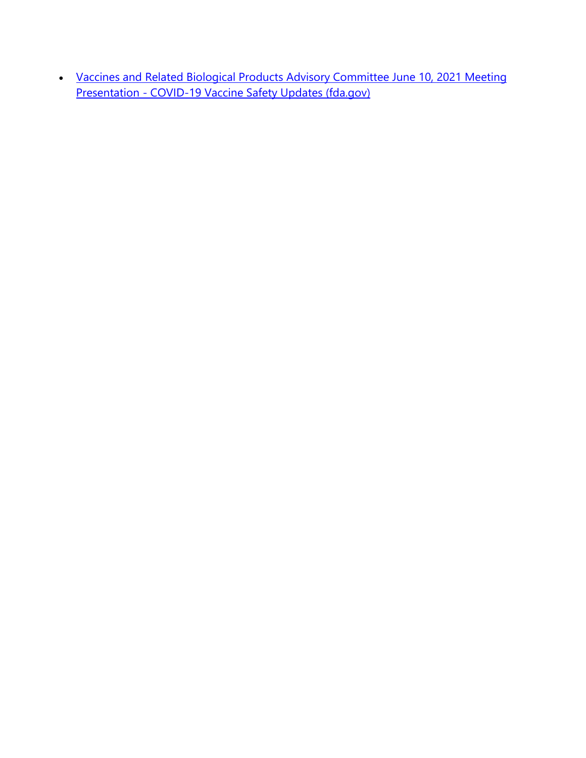- [Vaccines and Related Biological Products Advisory Committee June 10, 2021 Meeting Presentation - COVID-19 Vaccine Safety Updates (fda.gov)]()